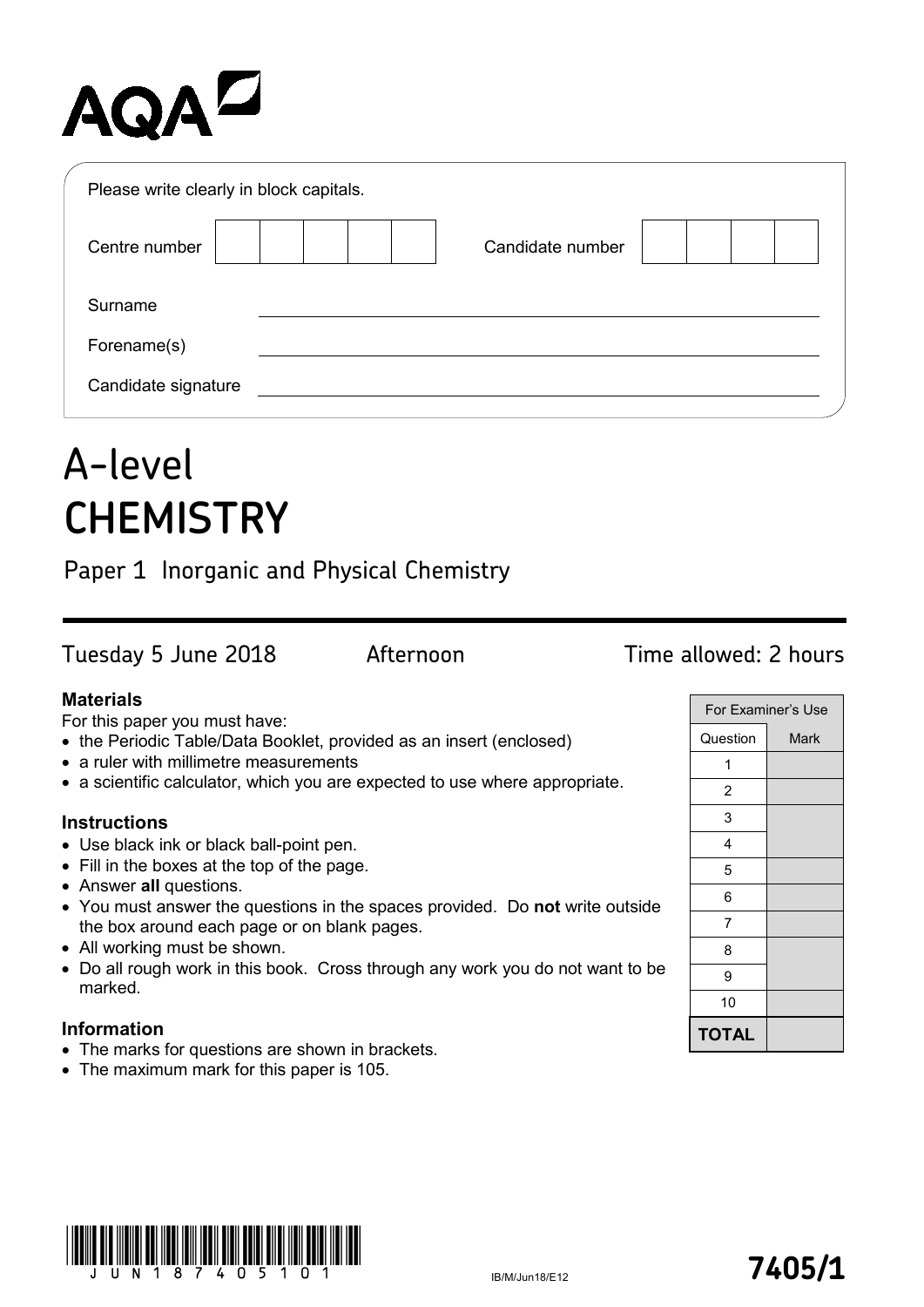AQA

Please write clearly in block capitals.

| Centre number | | Candidate number | |
|---|---|---|---|

Surname ____________________

Forename(s) ____________________

Candidate signature ____________________

# A-level CHEMISTRY

## Paper 1 Inorganic and Physical Chemistry

Tuesday 5 June 2018 Afternoon Time allowed: 2 hours

### Materials

For this paper you must have:

- the Periodic Table/Data Booklet, provided as an insert (enclosed)
- a ruler with millimetre measurements
- a scientific calculator, which you are expected to use where appropriate.

### Instructions

- Use black ink or black ball-point pen.
- Fill in the boxes at the top of the page.
- Answer **all** questions.
- You must answer the questions in the spaces provided. Do **not** write outside the box around each page or on blank pages.
- All working must be shown.
- Do all rough work in this book. Cross through any work you do not want to be marked.

### Information

- The marks for questions are shown in brackets.
- The maximum mark for this paper is 105.

| For Examiner's Use | |
|---|---|
| Question | Mark |
| 1 | |
| 2 | |
| 3 | |
| 4 | |
| 5 | |
| 6 | |
| 7 | |
| 8 | |
| 9 | |
| 10 | |
| **TOTAL** | |

IB/M/Jun18/E12

**7405/1**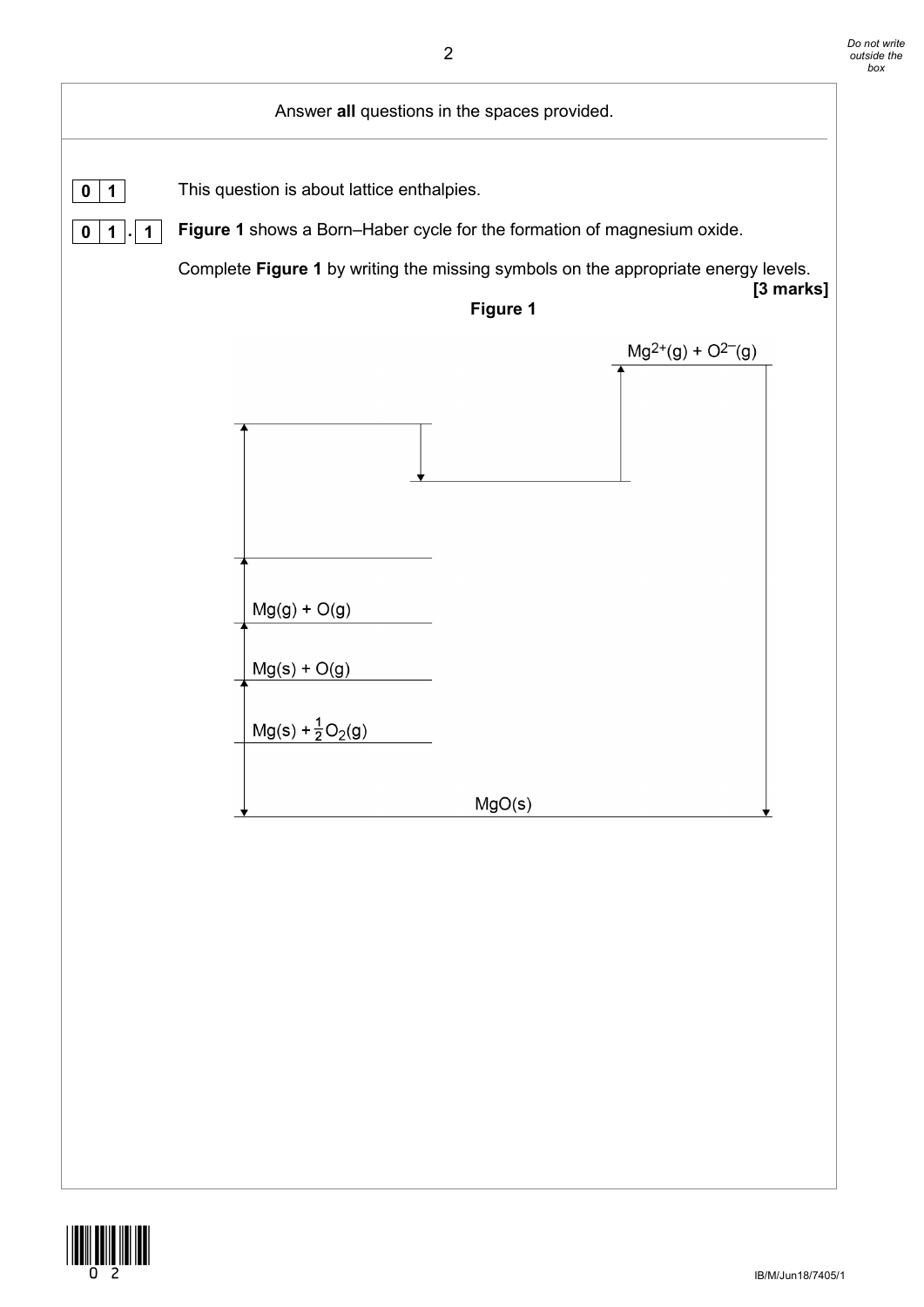Answer **all** questions in the spaces provided.

**0 1** This question is about lattice enthalpies.

**0 1 . 1** **Figure 1** shows a Born–Haber cycle for the formation of magnesium oxide.

Complete **Figure 1** by writing the missing symbols on the appropriate energy levels.

**[3 marks]**

**Figure 1**

$Mg^{2+}(g) + O^{2-}(g)$

$Mg(g) + O(g)$

$Mg(s) + O(g)$

$Mg(s) + \frac{1}{2}O_2(g)$

$MgO(s)$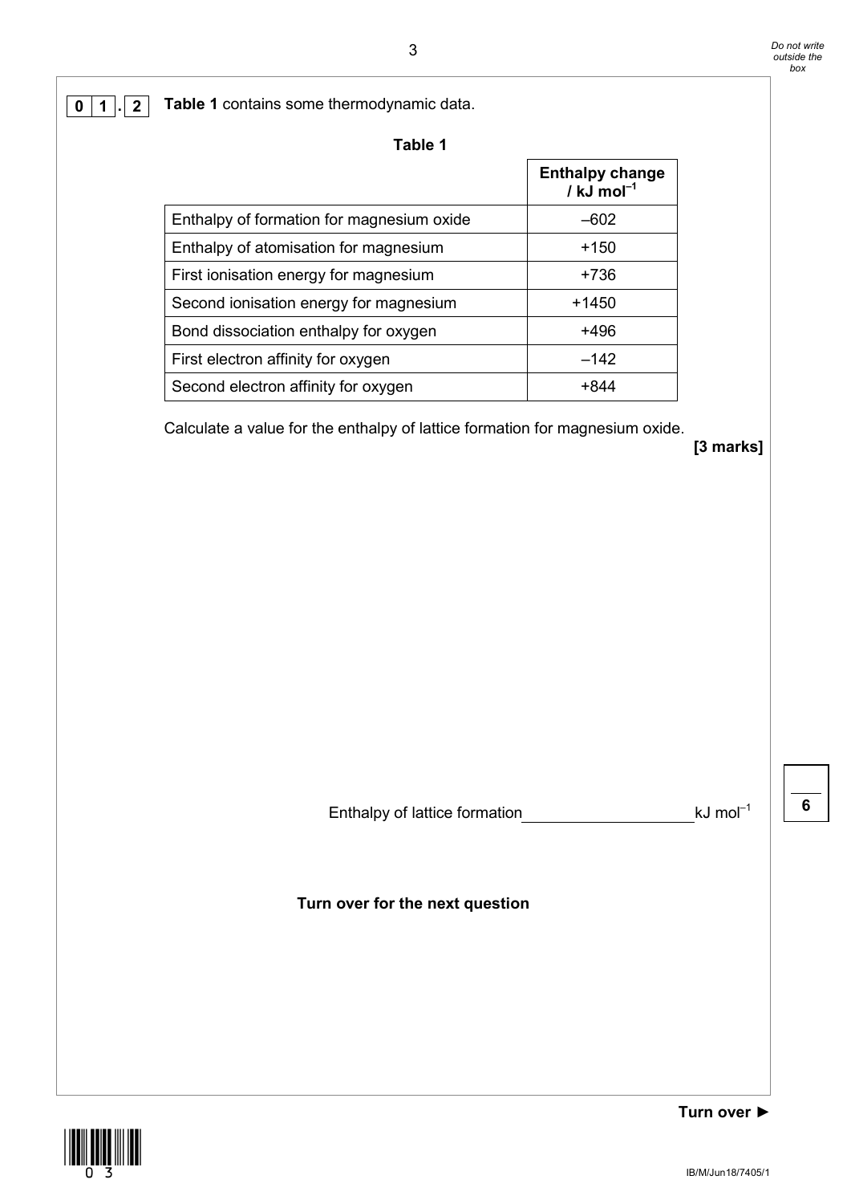**0 1 . 2** **Table 1** contains some thermodynamic data.

**Table 1**

| | Enthalpy change / kJ mol$^{-1}$ |
|---|---|
| Enthalpy of formation for magnesium oxide | –602 |
| Enthalpy of atomisation for magnesium | +150 |
| First ionisation energy for magnesium | +736 |
| Second ionisation energy for magnesium | +1450 |
| Bond dissociation enthalpy for oxygen | +496 |
| First electron affinity for oxygen | –142 |
| Second electron affinity for oxygen | +844 |

Calculate a value for the enthalpy of lattice formation for magnesium oxide.

**[3 marks]**

Enthalpy of lattice formation ____________________ kJ mol$^{-1}$

**Turn over for the next question**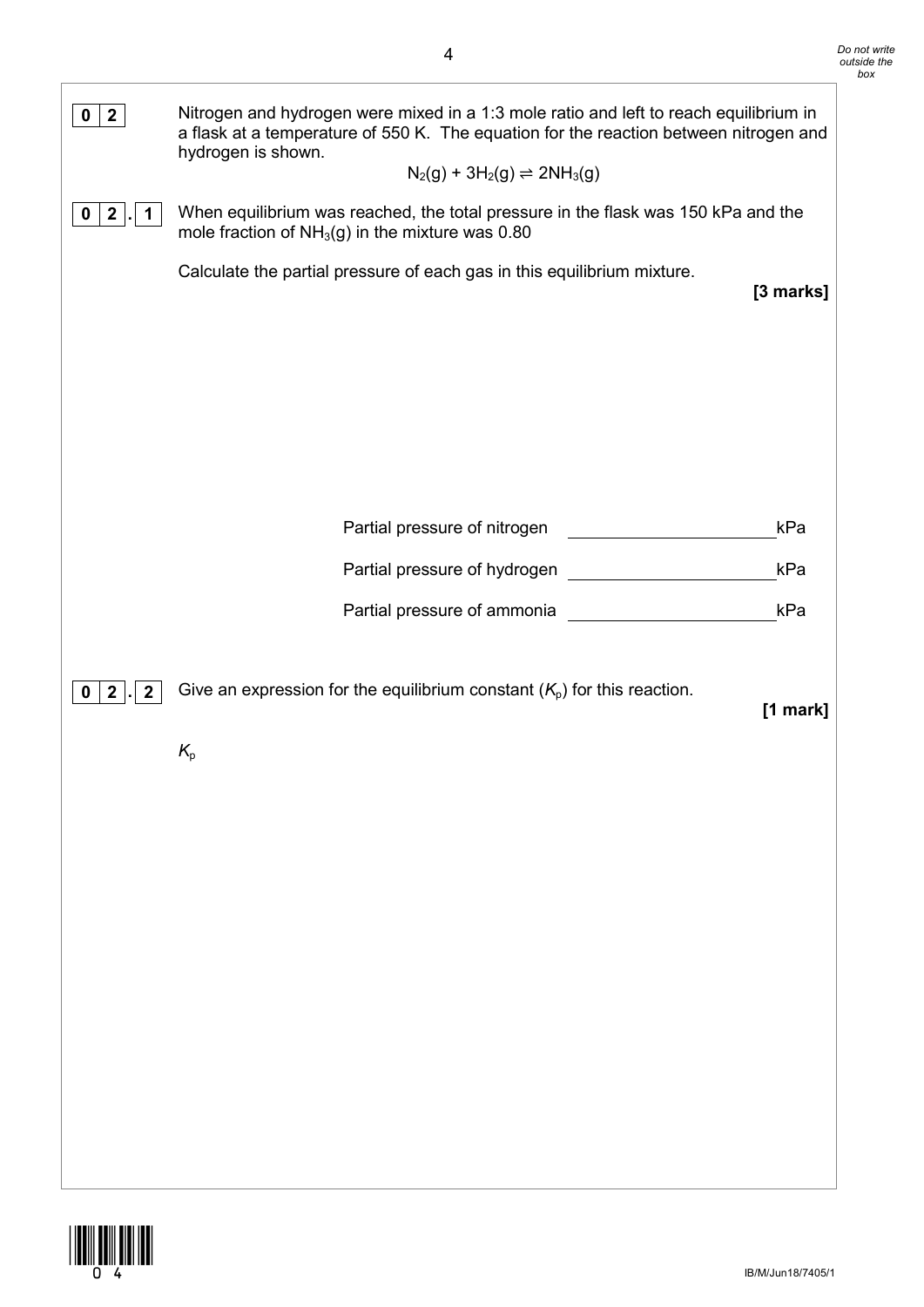**0 2** Nitrogen and hydrogen were mixed in a 1:3 mole ratio and left to reach equilibrium in a flask at a temperature of 550 K. The equation for the reaction between nitrogen and hydrogen is shown.

$$N_2(g) + 3H_2(g) \rightleftharpoons 2NH_3(g)$$

**0 2 . 1** When equilibrium was reached, the total pressure in the flask was 150 kPa and the mole fraction of $NH_3(g)$ in the mixture was 0.80

Calculate the partial pressure of each gas in this equilibrium mixture.

**[3 marks]**

Partial pressure of nitrogen ______________________ kPa

Partial pressure of hydrogen ______________________ kPa

Partial pressure of ammonia ______________________ kPa

**0 2 . 2** Give an expression for the equilibrium constant ($K_p$) for this reaction.

**[1 mark]**

$K_p$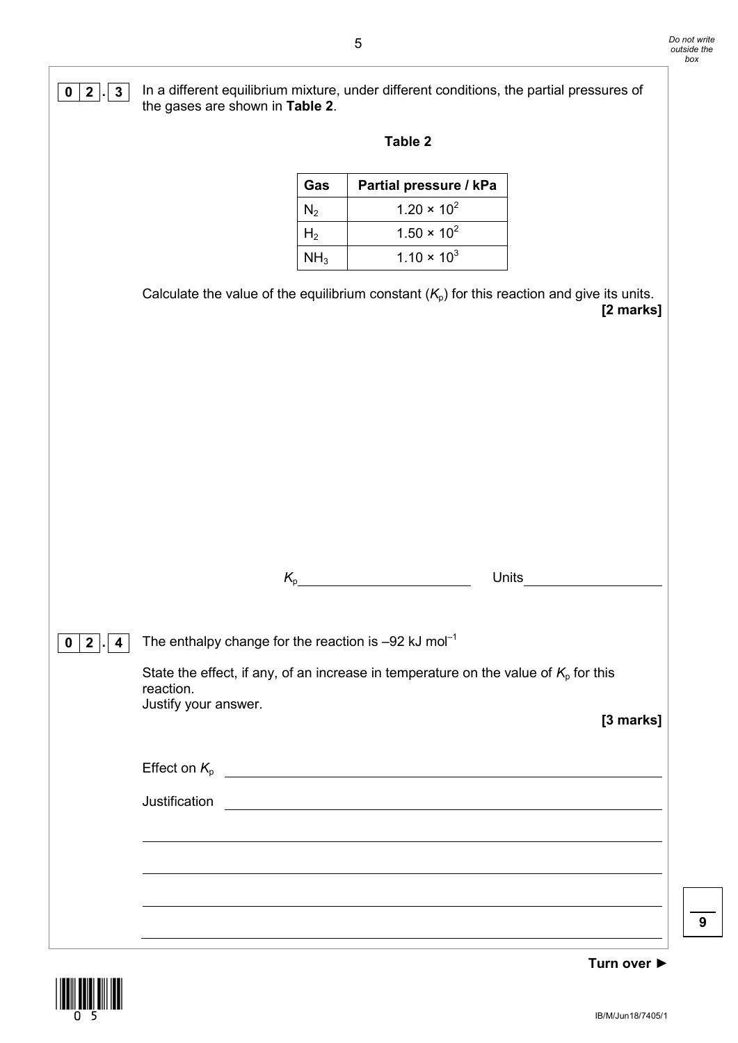**0 2 . 3** In a different equilibrium mixture, under different conditions, the partial pressures of the gases are shown in **Table 2**.

**Table 2**

| Gas | Partial pressure / kPa |
| --- | --- |
| $N_2$ | $1.20 \times 10^2$ |
| $H_2$ | $1.50 \times 10^2$ |
| $NH_3$ | $1.10 \times 10^3$ |

Calculate the value of the equilibrium constant ($K_p$) for this reaction and give its units.

**[2 marks]**

$K_p$ ______________________ Units __________________

**0 2 . 4** The enthalpy change for the reaction is –92 kJ $mol^{-1}$

State the effect, if any, of an increase in temperature on the value of $K_p$ for this reaction.
Justify your answer.

**[3 marks]**

Effect on $K_p$ ________________________________________________

Justification ________________________________________________

____________________________________________________________

____________________________________________________________

____________________________________________________________

____________________________________________________________

**Turn over ►**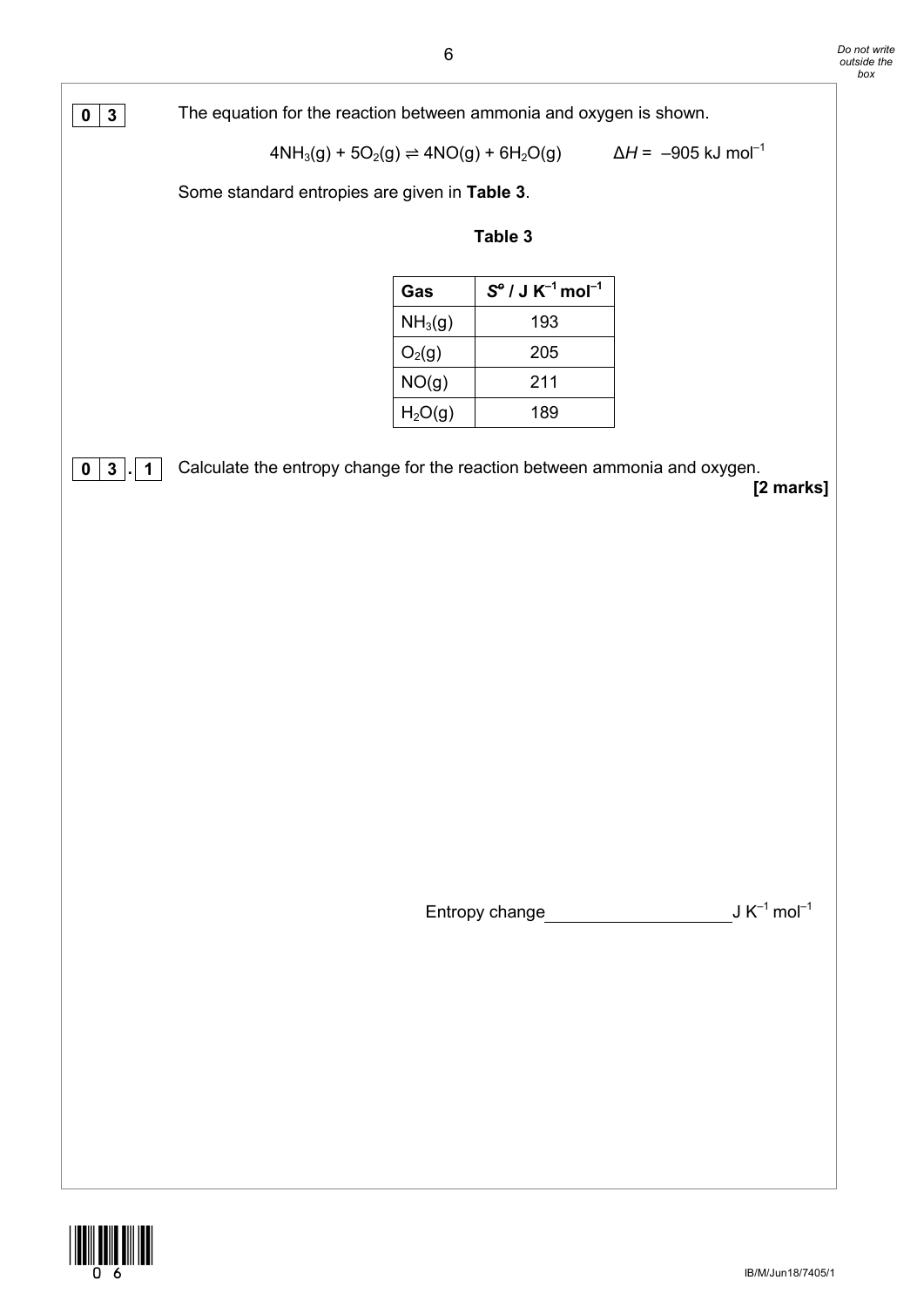**0 3** The equation for the reaction between ammonia and oxygen is shown.

$$4NH_3(g) + 5O_2(g) \rightleftharpoons 4NO(g) + 6H_2O(g) \qquad \Delta H = -905 \text{ kJ mol}^{-1}$$

Some standard entropies are given in **Table 3**.

**Table 3**

| Gas | $S^{\circ}$ / J K$^{-1}$ mol$^{-1}$ |
|---|---|
| $NH_3(g)$ | 193 |
| $O_2(g)$ | 205 |
| $NO(g)$ | 211 |
| $H_2O(g)$ | 189 |

**0 3 . 1** Calculate the entropy change for the reaction between ammonia and oxygen.

**[2 marks]**

Entropy change ____________________ J K$^{-1}$ mol$^{-1}$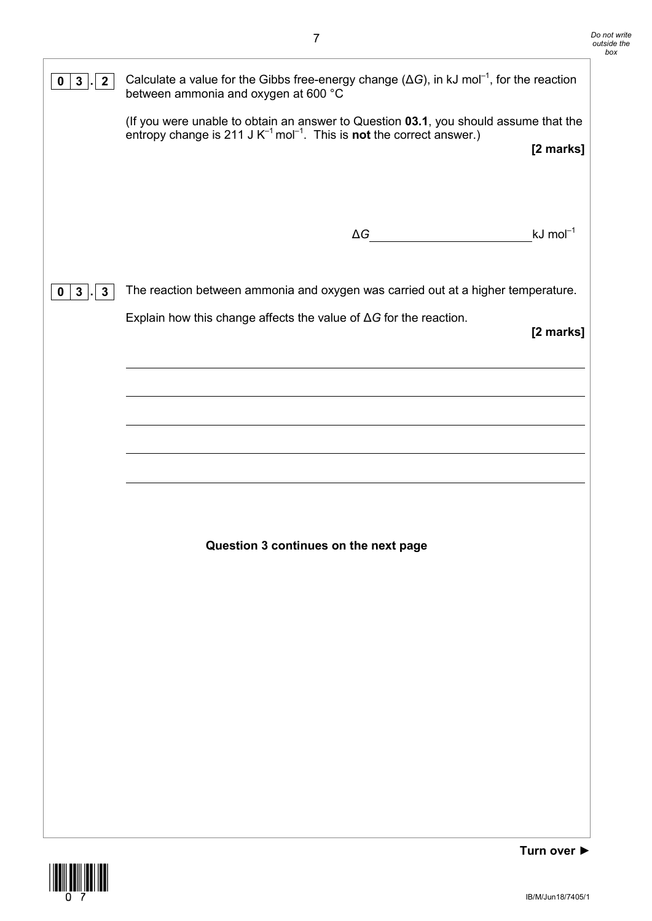**0 3 . 2** Calculate a value for the Gibbs free-energy change ($\Delta G$), in kJ mol$^{-1}$, for the reaction between ammonia and oxygen at 600 °C

(If you were unable to obtain an answer to Question **03.1**, you should assume that the entropy change is 211 J K$^{-1}$ mol$^{-1}$. This is **not** the correct answer.)

**[2 marks]**

$\Delta G$ ______________________ kJ mol$^{-1}$

**0 3 . 3** The reaction between ammonia and oxygen was carried out at a higher temperature.

Explain how this change affects the value of $\Delta G$ for the reaction.

**[2 marks]**

______________________________________________________________________

______________________________________________________________________

______________________________________________________________________

______________________________________________________________________

______________________________________________________________________

**Question 3 continues on the next page**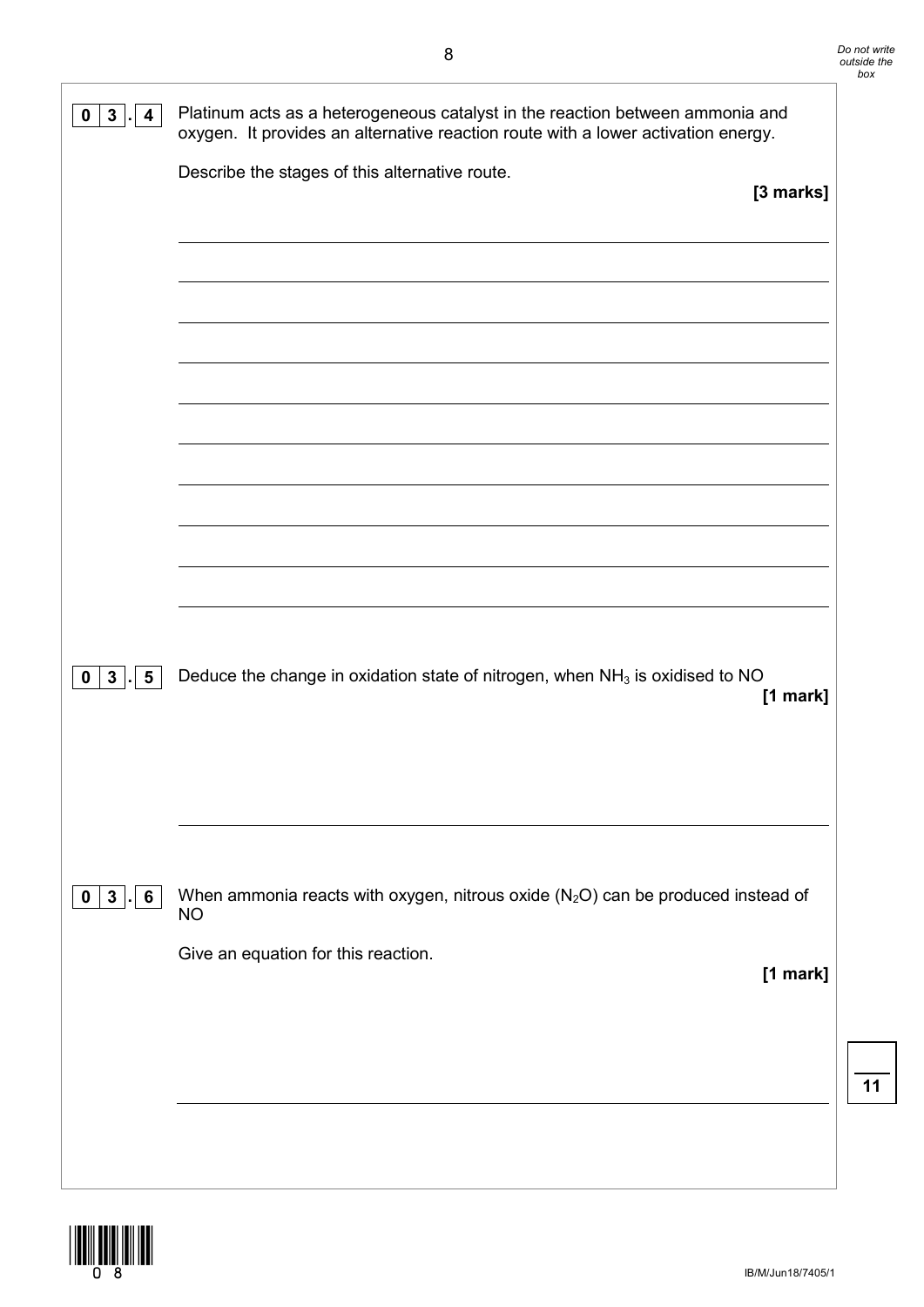**0 3 . 4** Platinum acts as a heterogeneous catalyst in the reaction between ammonia and oxygen. It provides an alternative reaction route with a lower activation energy.

Describe the stages of this alternative route.

**[3 marks]**

**0 3 . 5** Deduce the change in oxidation state of nitrogen, when $NH_3$ is oxidised to NO

**[1 mark]**

**0 3 . 6** When ammonia reacts with oxygen, nitrous oxide ($N_2O$) can be produced instead of NO

Give an equation for this reaction.

**[1 mark]**

**11**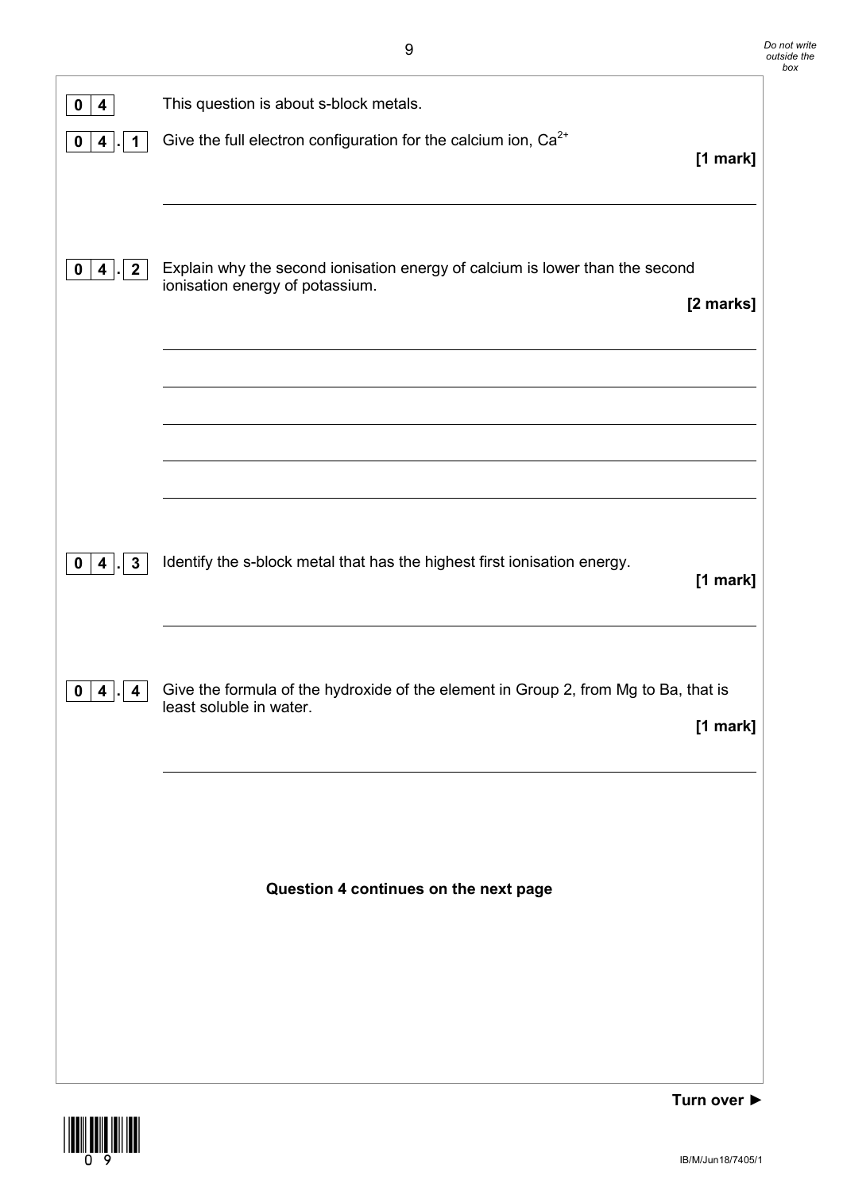**0 4** This question is about s-block metals.

**0 4 . 1** Give the full electron configuration for the calcium ion, $Ca^{2+}$

**[1 mark]**

---

**0 4 . 2** Explain why the second ionisation energy of calcium is lower than the second ionisation energy of potassium.

**[2 marks]**

---

---

---

---

---

**0 4 . 3** Identify the s-block metal that has the highest first ionisation energy.

**[1 mark]**

---

**0 4 . 4** Give the formula of the hydroxide of the element in Group 2, from Mg to Ba, that is least soluble in water.

**[1 mark]**

---

**Question 4 continues on the next page**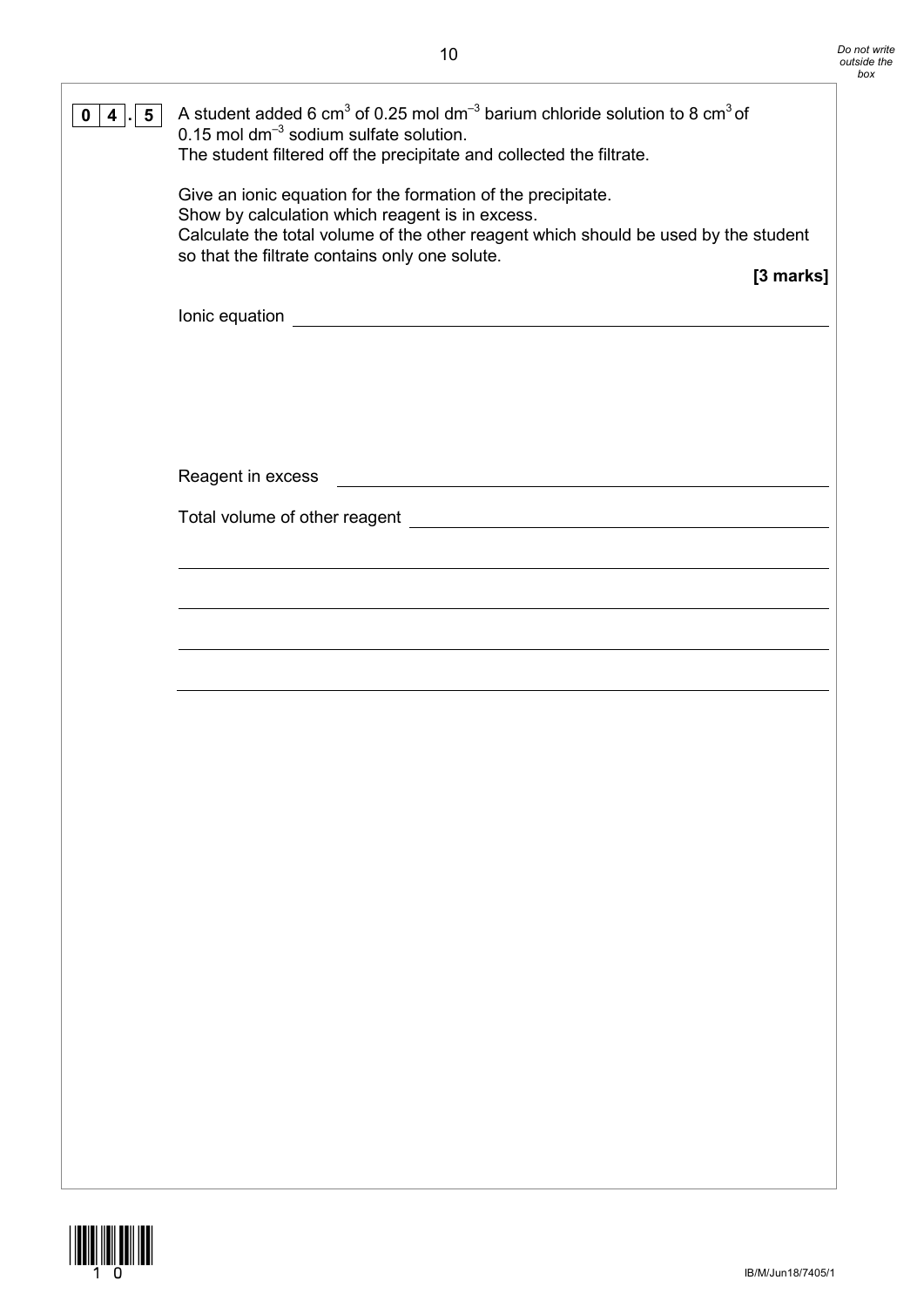**0 4 . 5** A student added 6 $cm^3$ of 0.25 mol $dm^{-3}$ barium chloride solution to 8 $cm^3$ of 0.15 mol $dm^{-3}$ sodium sulfate solution.
The student filtered off the precipitate and collected the filtrate.

Give an ionic equation for the formation of the precipitate.
Show by calculation which reagent is in excess.
Calculate the total volume of the other reagent which should be used by the student so that the filtrate contains only one solute.

**[3 marks]**

Ionic equation ____________________________________________

Reagent in excess ____________________________________________

Total volume of other reagent ____________________________________________

____________________________________________

____________________________________________

____________________________________________

____________________________________________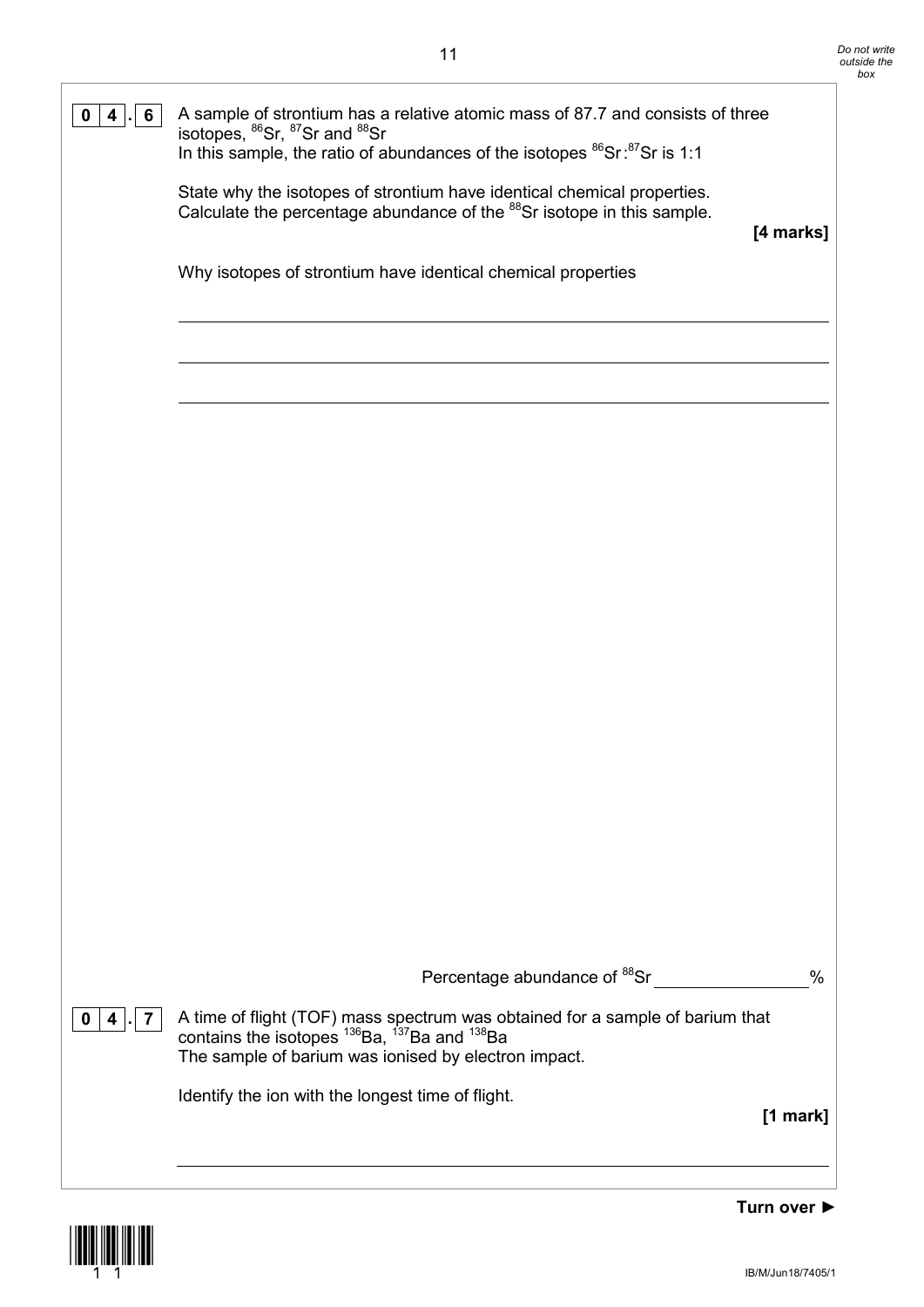**0 4 . 6** A sample of strontium has a relative atomic mass of 87.7 and consists of three isotopes, $^{86}Sr$, $^{87}Sr$ and $^{88}Sr$

In this sample, the ratio of abundances of the isotopes $^{86}Sr$ : $^{87}Sr$ is 1:1

State why the isotopes of strontium have identical chemical properties.

Calculate the percentage abundance of the $^{88}Sr$ isotope in this sample.

**[4 marks]**

Why isotopes of strontium have identical chemical properties

_______________________________________________

_______________________________________________

_______________________________________________

Percentage abundance of $^{88}Sr$ ________________ %

**0 4 . 7** A time of flight (TOF) mass spectrum was obtained for a sample of barium that contains the isotopes $^{136}Ba$, $^{137}Ba$ and $^{138}Ba$

The sample of barium was ionised by electron impact.

Identify the ion with the longest time of flight.

**[1 mark]**

_______________________________________________

**Turn over ►**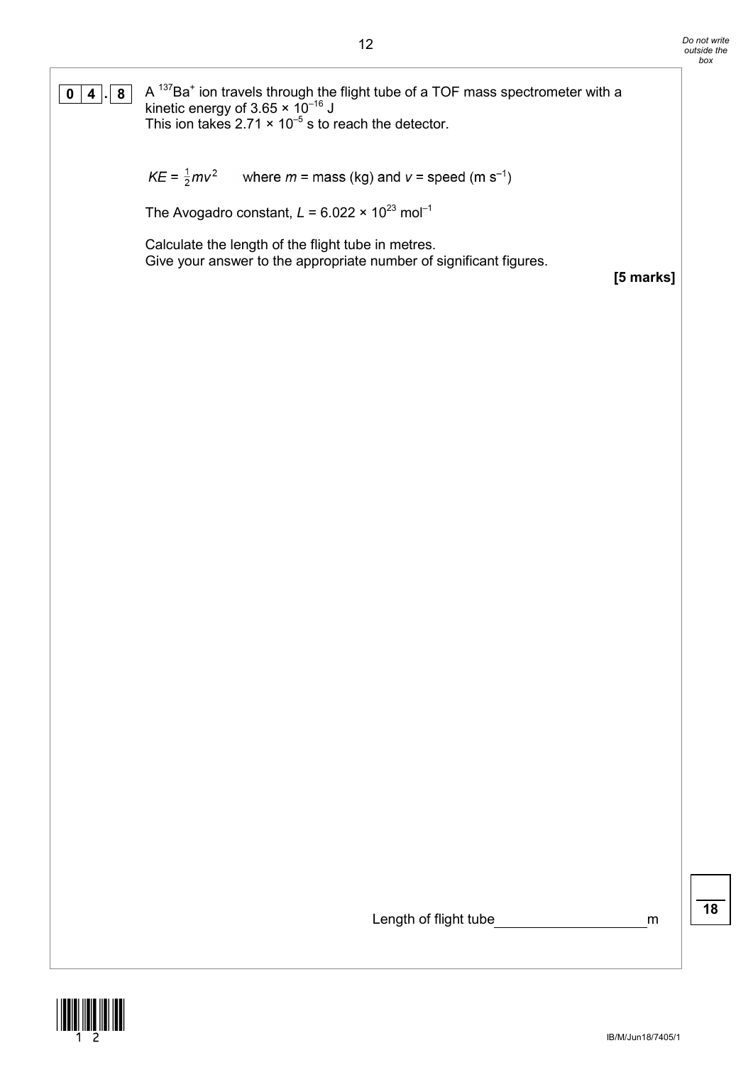**0 4 . 8** A $^{137}Ba^{+}$ ion travels through the flight tube of a TOF mass spectrometer with a kinetic energy of $3.65 \times 10^{-16}$ J

This ion takes $2.71 \times 10^{-5}$ s to reach the detector.

$KE = \frac{1}{2}mv^2$ where $m$ = mass (kg) and $v$ = speed (m $s^{-1}$)

The Avogadro constant, $L = 6.022 \times 10^{23}$ $mol^{-1}$

Calculate the length of the flight tube in metres.

Give your answer to the appropriate number of significant figures.

**[5 marks]**

Length of flight tube ____________________ m

**18**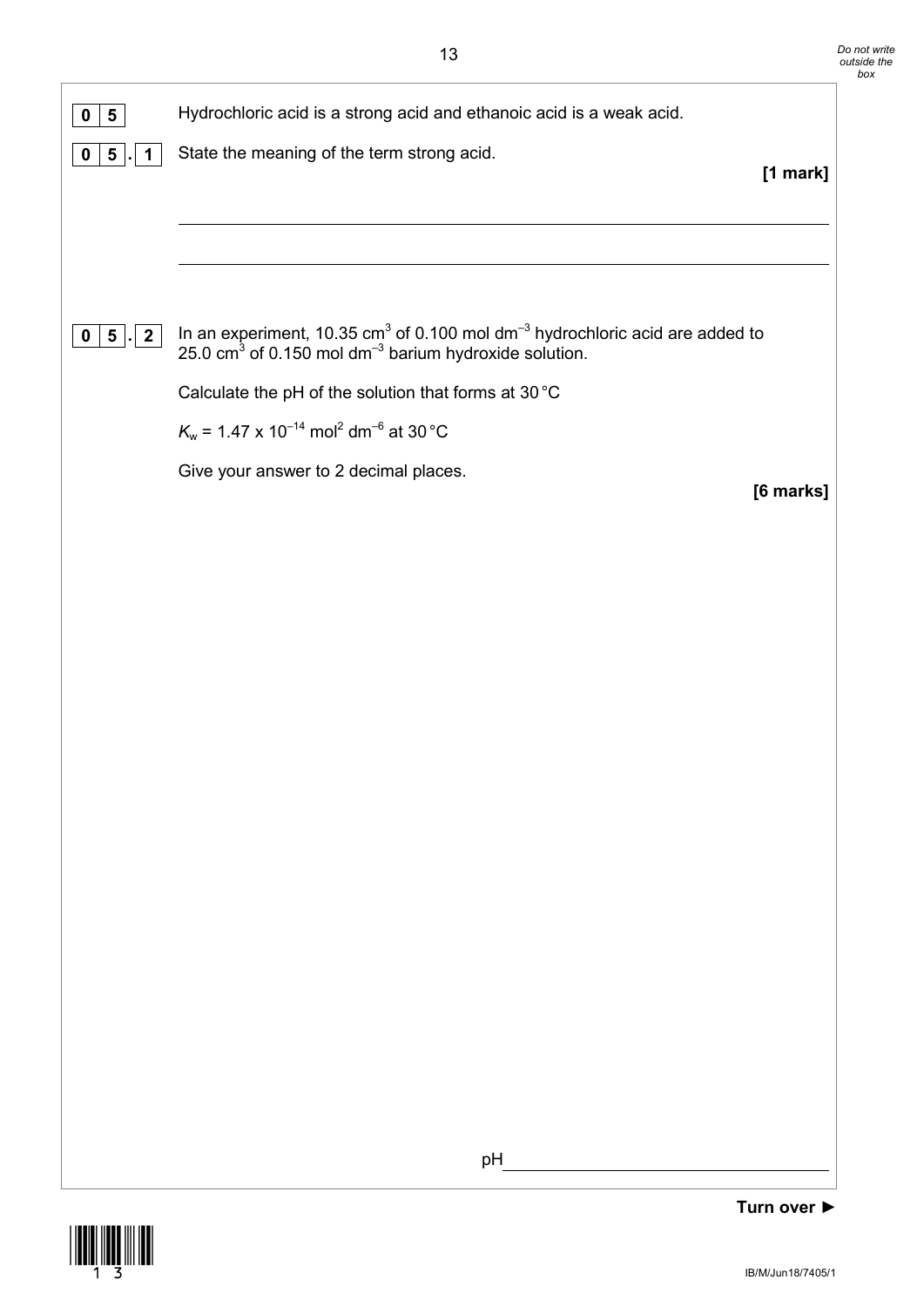**0 5** Hydrochloric acid is a strong acid and ethanoic acid is a weak acid.

**0 5 . 1** State the meaning of the term strong acid.

**[1 mark]**

---

---

**0 5 . 2** In an experiment, 10.35 $cm^3$ of 0.100 mol $dm^{-3}$ hydrochloric acid are added to 25.0 $cm^3$ of 0.150 mol $dm^{-3}$ barium hydroxide solution.

Calculate the pH of the solution that forms at 30 °C

$K_w = 1.47 \times 10^{-14}$ $mol^2$ $dm^{-6}$ at 30 °C

Give your answer to 2 decimal places.

**[6 marks]**

pH ____________________

**Turn over ►**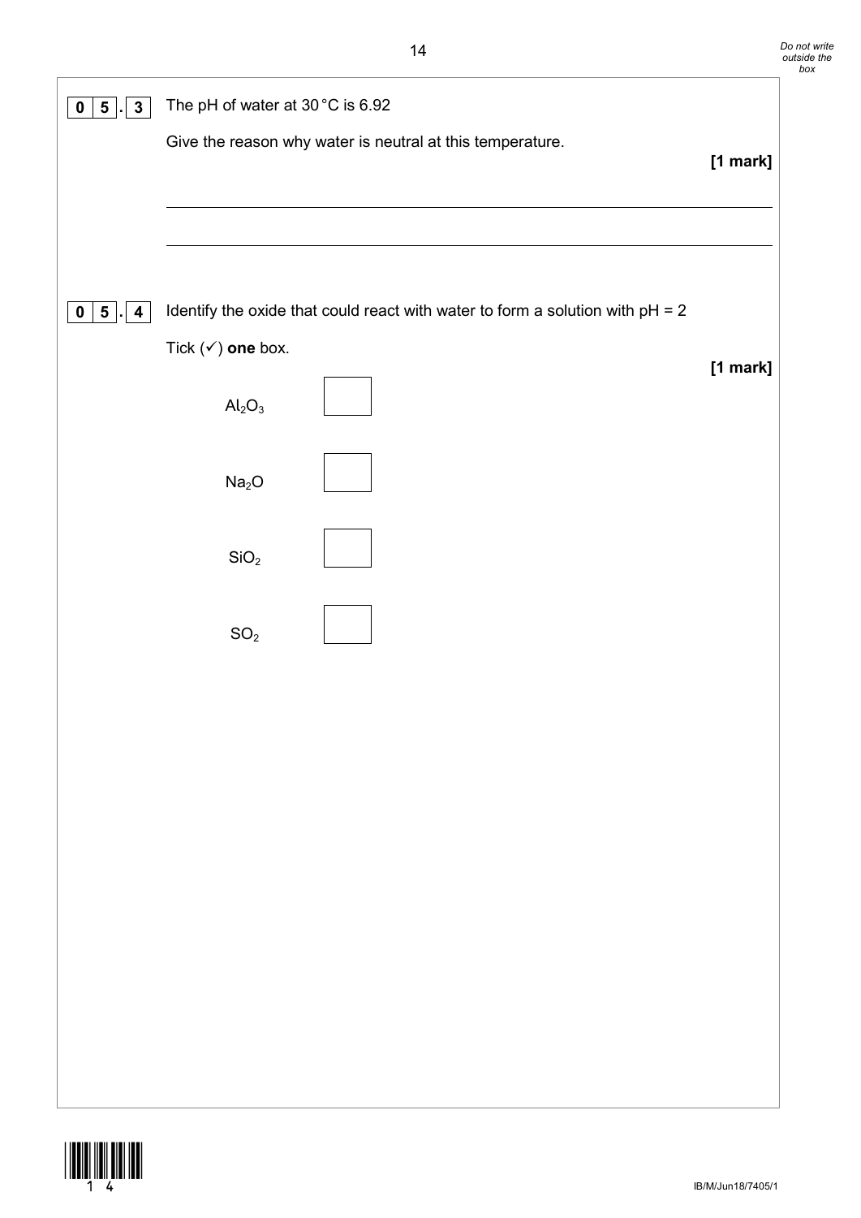**0 5 . 3** The pH of water at 30 °C is 6.92

Give the reason why water is neutral at this temperature.

**[1 mark]**

---

---

**0 5 . 4** Identify the oxide that could react with water to form a solution with pH = 2

Tick (✓) **one** box.

**[1 mark]**

$Al_2O_3$ ☐

$Na_2O$ ☐

$SiO_2$ ☐

$SO_2$ ☐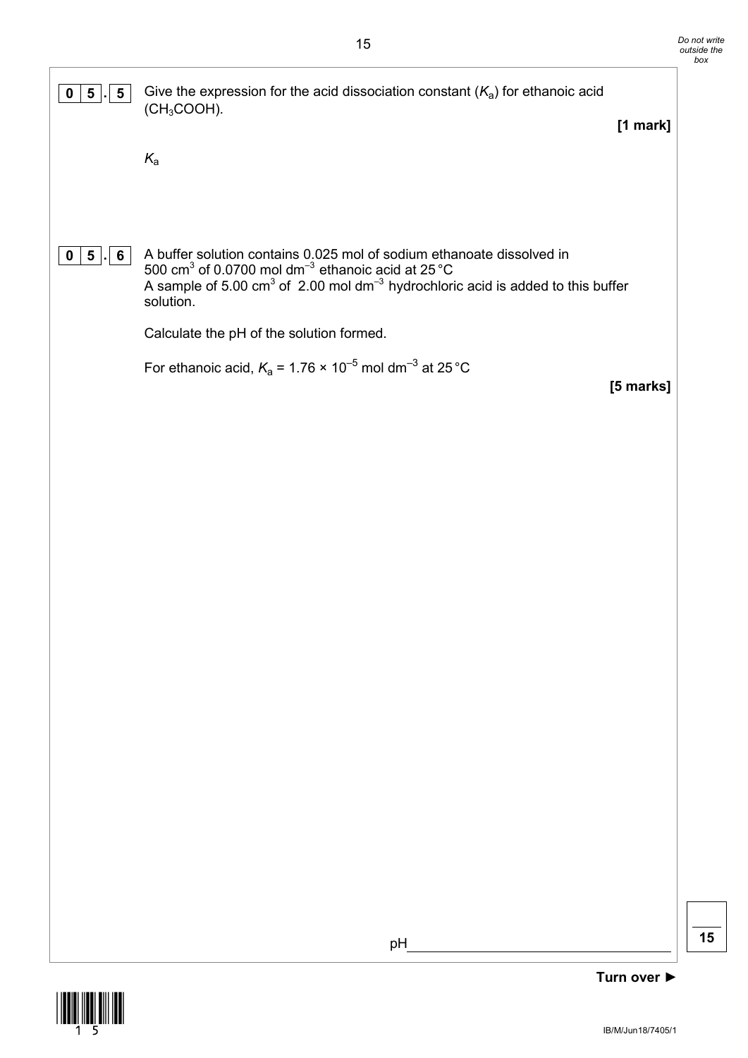**0 5 . 5** Give the expression for the acid dissociation constant ($K_a$) for ethanoic acid ($CH_3COOH$).

**[1 mark]**

$K_a$

**0 5 . 6** A buffer solution contains 0.025 mol of sodium ethanoate dissolved in 500 $cm^3$ of 0.0700 mol $dm^{-3}$ ethanoic acid at 25 °C
A sample of 5.00 $cm^3$ of 2.00 mol $dm^{-3}$ hydrochloric acid is added to this buffer solution.

Calculate the pH of the solution formed.

For ethanoic acid, $K_a = 1.76 \times 10^{-5}$ mol $dm^{-3}$ at 25 °C

**[5 marks]**

pH ______________________

Turn over ►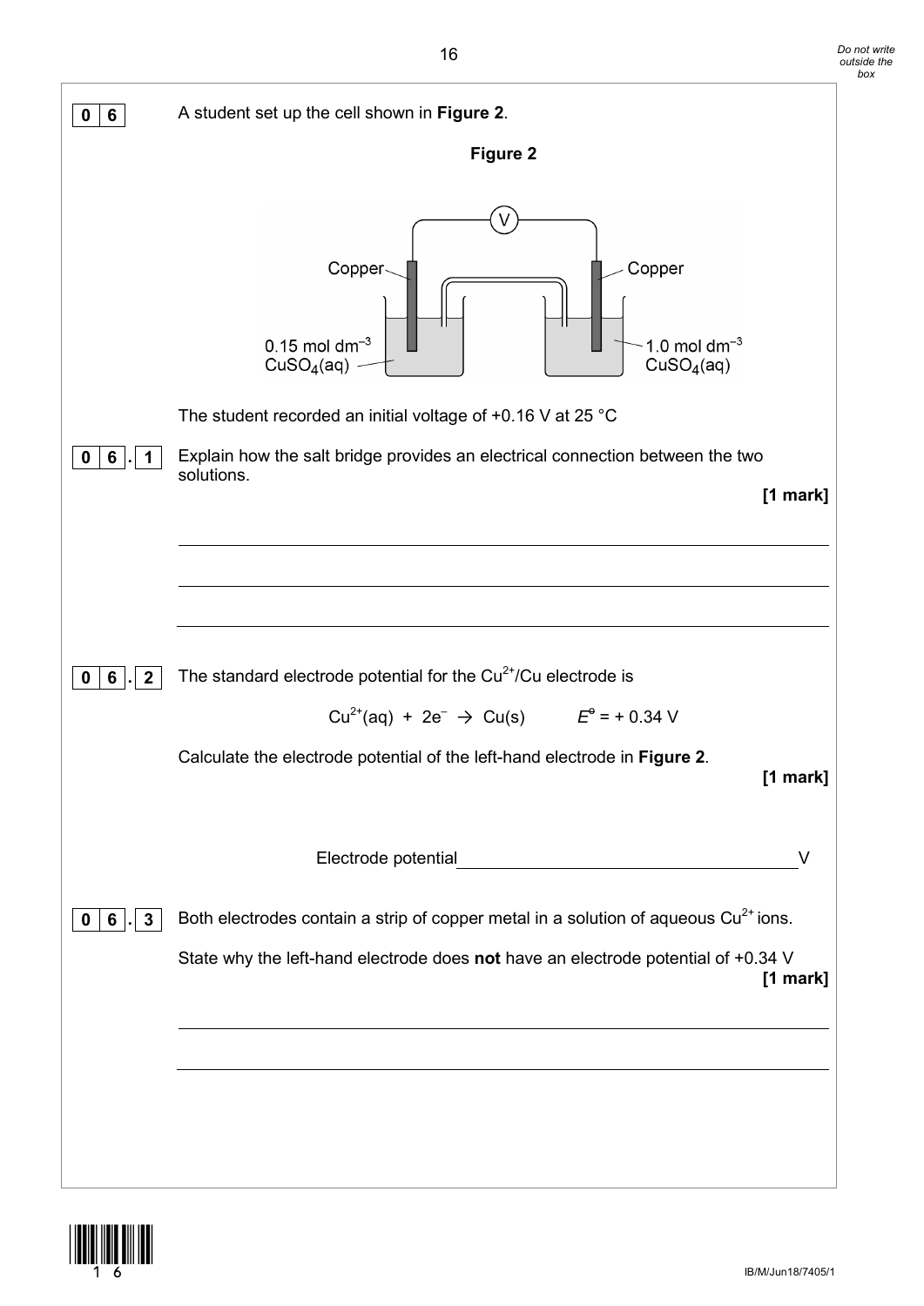**0 6** A student set up the cell shown in **Figure 2**.

**Figure 2**

Copper | Copper

$0.15\ \text{mol dm}^{-3}$ $CuSO_4(aq)$ | $1.0\ \text{mol dm}^{-3}$ $CuSO_4(aq)$

The student recorded an initial voltage of +0.16 V at 25 °C

**0 6 . 1** Explain how the salt bridge provides an electrical connection between the two solutions.

**[1 mark]**

______________________________________________________________________

______________________________________________________________________

______________________________________________________________________

**0 6 . 2** The standard electrode potential for the $Cu^{2+}$/Cu electrode is

$$Cu^{2+}(aq) + 2e^- \rightarrow Cu(s) \qquad E^\ominus = +0.34\ \text{V}$$

Calculate the electrode potential of the left-hand electrode in **Figure 2**.

**[1 mark]**

Electrode potential ______________________ V

**0 6 . 3** Both electrodes contain a strip of copper metal in a solution of aqueous $Cu^{2+}$ ions.

State why the left-hand electrode does **not** have an electrode potential of +0.34 V

**[1 mark]**

______________________________________________________________________

______________________________________________________________________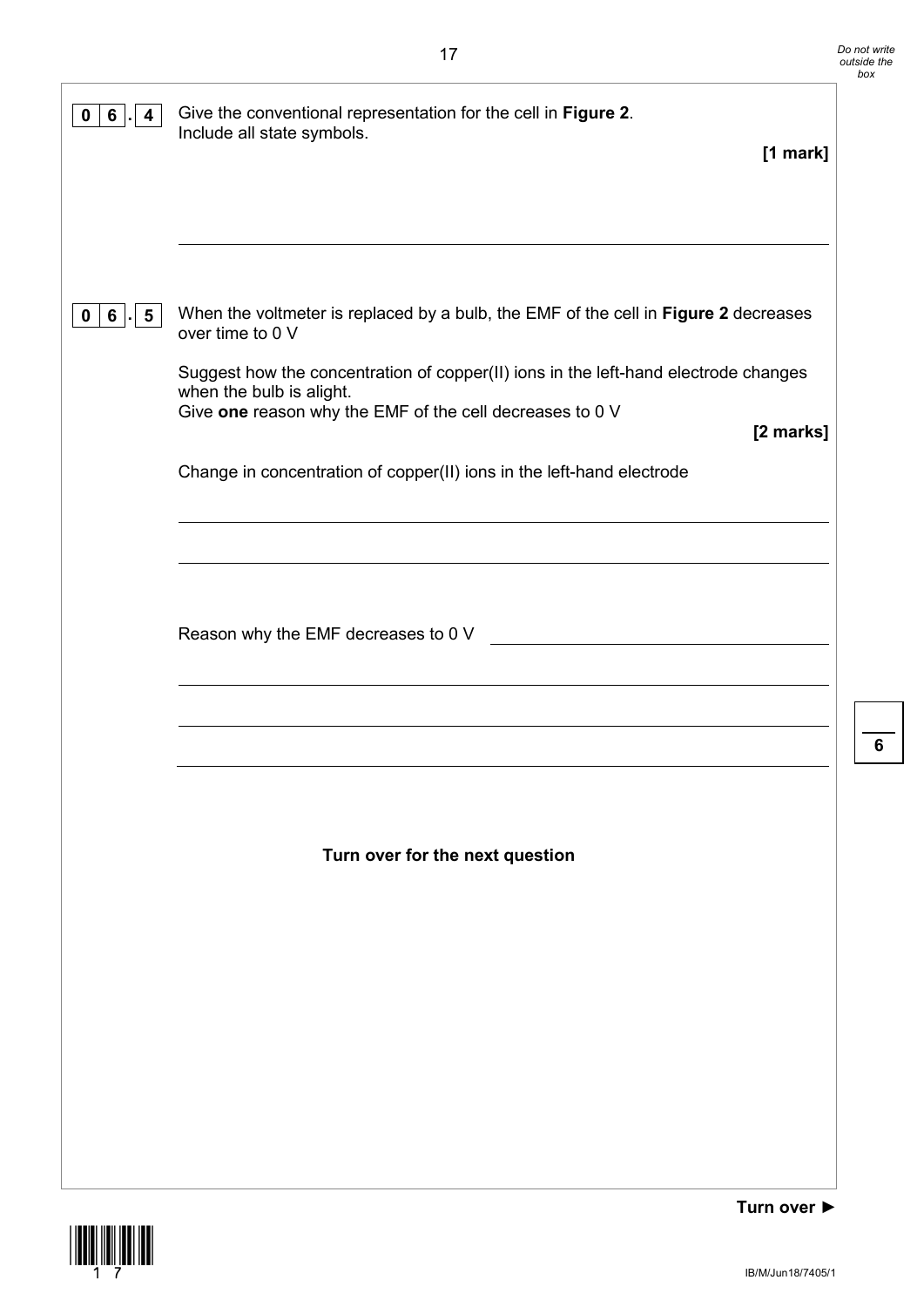**0 6 . 4** Give the conventional representation for the cell in **Figure 2**.
Include all state symbols.

**[1 mark]**

______________________________________________________________________

**0 6 . 5** When the voltmeter is replaced by a bulb, the EMF of the cell in **Figure 2** decreases over time to 0 V

Suggest how the concentration of copper(II) ions in the left-hand electrode changes when the bulb is alight.
Give **one** reason why the EMF of the cell decreases to 0 V

**[2 marks]**

Change in concentration of copper(II) ions in the left-hand electrode

______________________________________________________________________

______________________________________________________________________

Reason why the EMF decreases to 0 V ______________________________

______________________________________________________________________

______________________________________________________________________

______________________________________________________________________

**Turn over for the next question**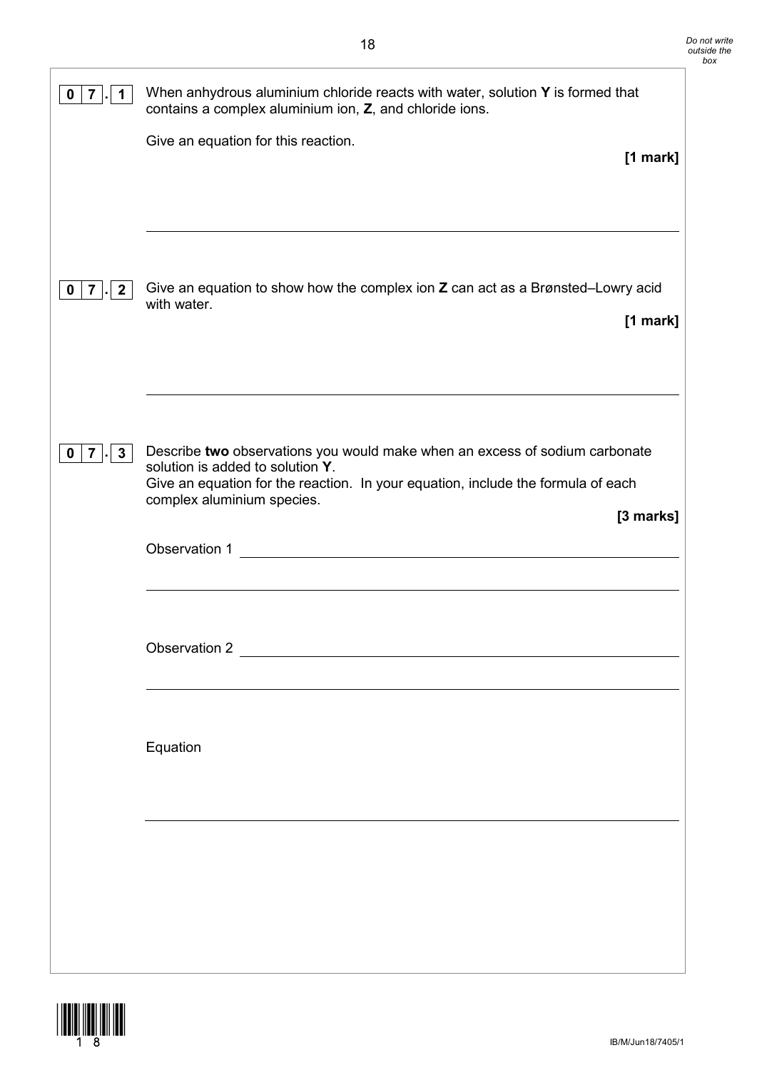**0 7 . 1** When anhydrous aluminium chloride reacts with water, solution **Y** is formed that contains a complex aluminium ion, **Z**, and chloride ions.

Give an equation for this reaction.

**[1 mark]**

______________________________________________________________________

**0 7 . 2** Give an equation to show how the complex ion **Z** can act as a Brønsted–Lowry acid with water.

**[1 mark]**

______________________________________________________________________

**0 7 . 3** Describe **two** observations you would make when an excess of sodium carbonate solution is added to solution **Y**.
Give an equation for the reaction. In your equation, include the formula of each complex aluminium species.

**[3 marks]**

Observation 1 ______________________________________________________________________

______________________________________________________________________

Observation 2 ______________________________________________________________________

______________________________________________________________________

Equation

______________________________________________________________________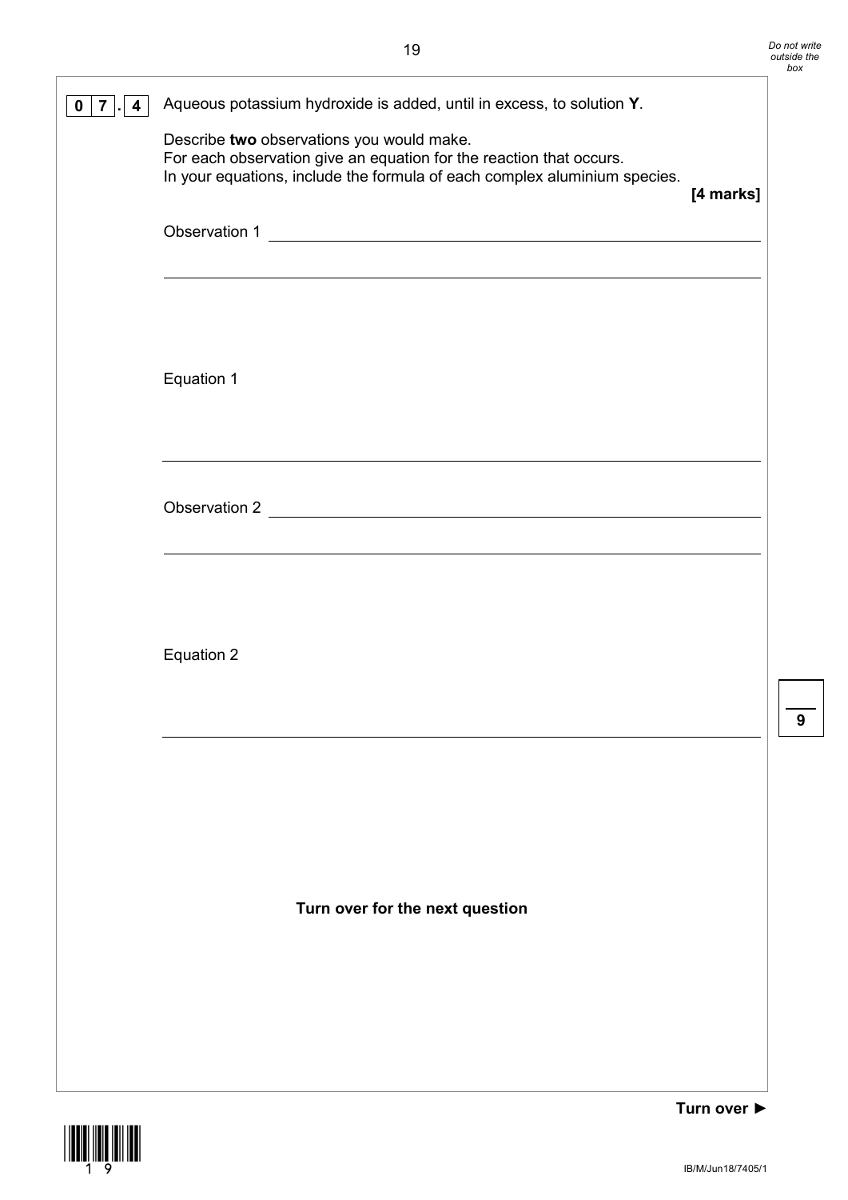**0 7 . 4** Aqueous potassium hydroxide is added, until in excess, to solution **Y**.

Describe **two** observations you would make.
For each observation give an equation for the reaction that occurs.
In your equations, include the formula of each complex aluminium species.

**[4 marks]**

Observation 1 \_\_\_\_\_\_\_\_\_\_\_\_\_\_\_\_\_\_\_\_\_\_\_\_\_\_\_\_\_\_\_\_\_\_\_\_\_\_\_\_\_\_\_\_

\_\_\_\_\_\_\_\_\_\_\_\_\_\_\_\_\_\_\_\_\_\_\_\_\_\_\_\_\_\_\_\_\_\_\_\_\_\_\_\_\_\_\_\_\_\_\_\_\_\_\_\_\_\_\_\_

Equation 1

\_\_\_\_\_\_\_\_\_\_\_\_\_\_\_\_\_\_\_\_\_\_\_\_\_\_\_\_\_\_\_\_\_\_\_\_\_\_\_\_\_\_\_\_\_\_\_\_\_\_\_\_\_\_\_\_

Observation 2 \_\_\_\_\_\_\_\_\_\_\_\_\_\_\_\_\_\_\_\_\_\_\_\_\_\_\_\_\_\_\_\_\_\_\_\_\_\_\_\_\_\_\_\_

\_\_\_\_\_\_\_\_\_\_\_\_\_\_\_\_\_\_\_\_\_\_\_\_\_\_\_\_\_\_\_\_\_\_\_\_\_\_\_\_\_\_\_\_\_\_\_\_\_\_\_\_\_\_\_\_

Equation 2

\_\_\_\_\_\_\_\_\_\_\_\_\_\_\_\_\_\_\_\_\_\_\_\_\_\_\_\_\_\_\_\_\_\_\_\_\_\_\_\_\_\_\_\_\_\_\_\_\_\_\_\_\_\_\_\_

**Turn over for the next question**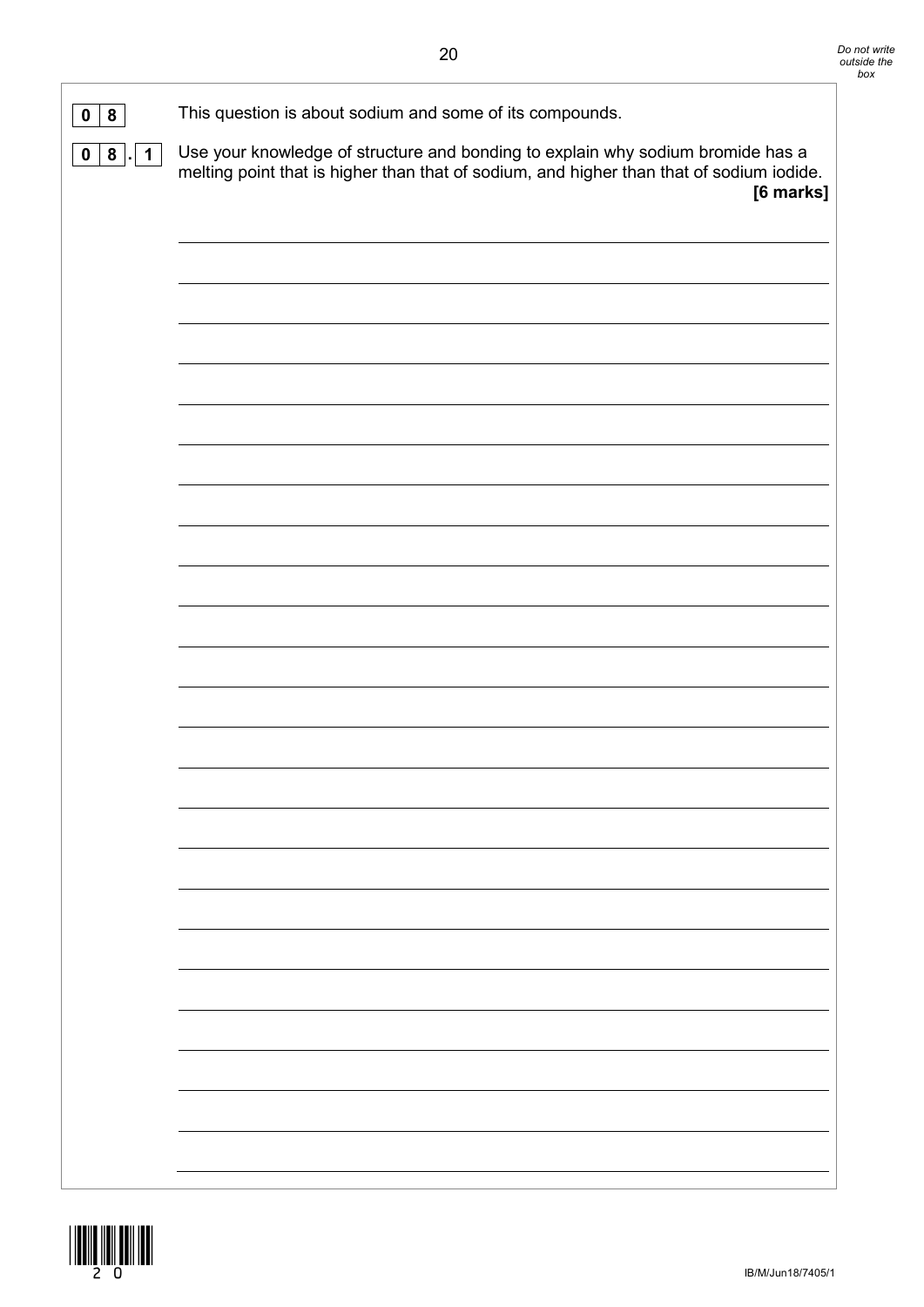**0 8** This question is about sodium and some of its compounds.

**0 8 . 1** Use your knowledge of structure and bonding to explain why sodium bromide has a melting point that is higher than that of sodium, and higher than that of sodium iodide.

**[6 marks]**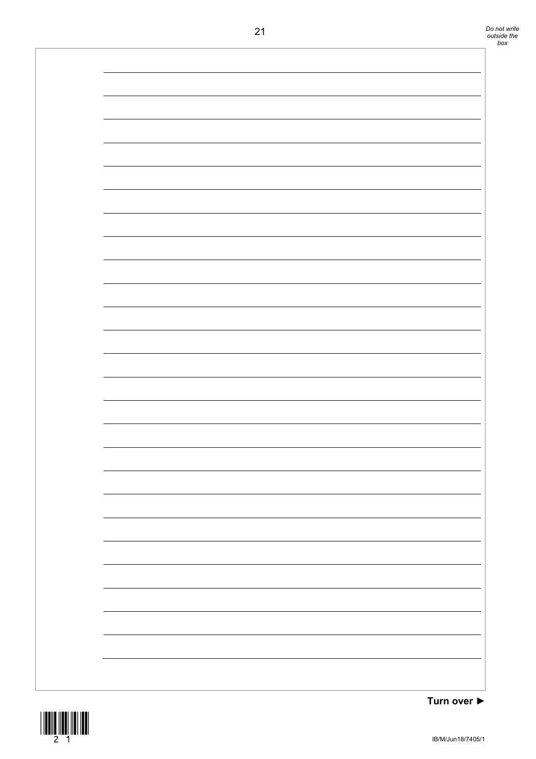Turn over ►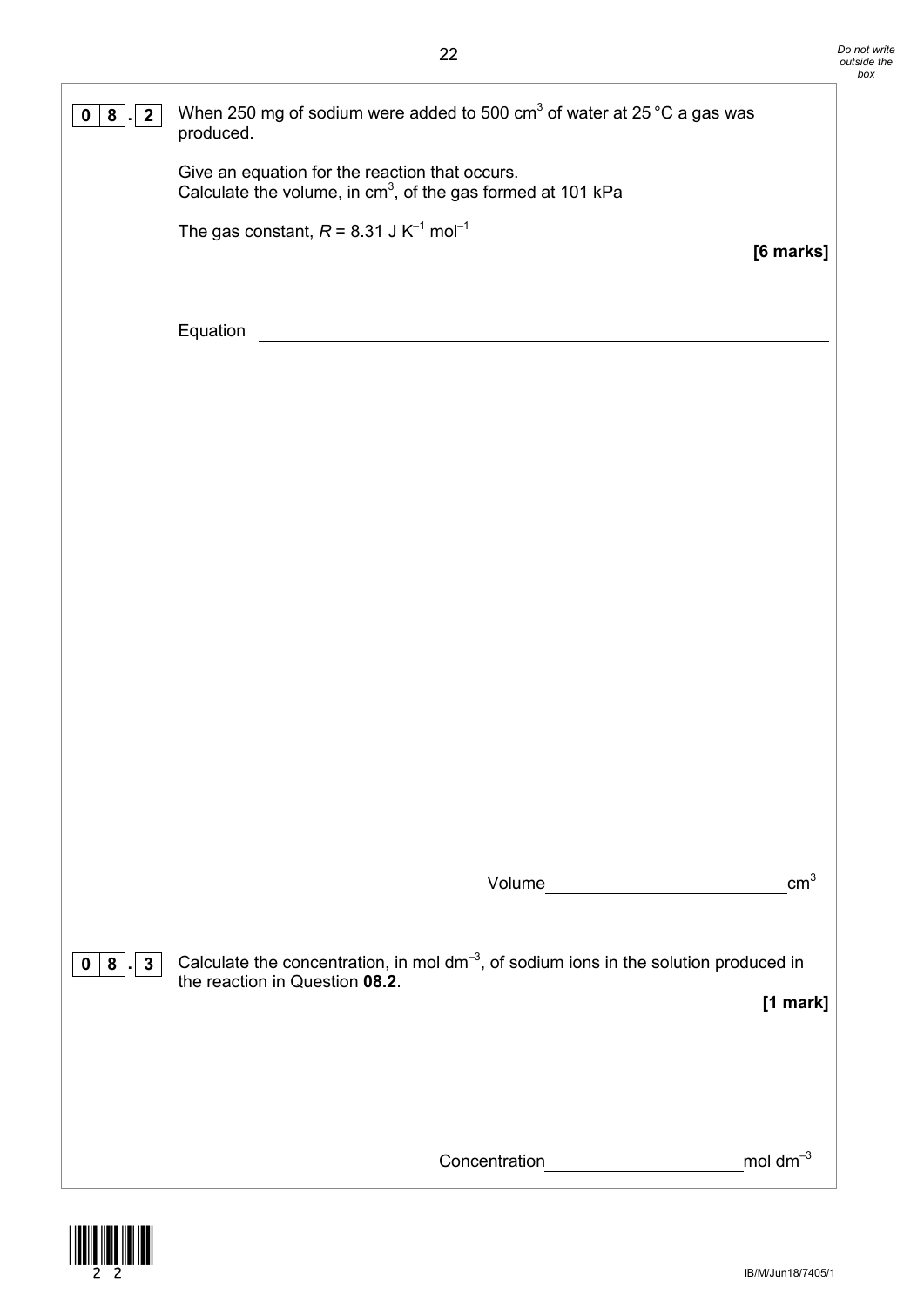**0 8 . 2** When 250 mg of sodium were added to 500 $cm^3$ of water at 25 °C a gas was produced.

Give an equation for the reaction that occurs.
Calculate the volume, in $cm^3$, of the gas formed at 101 kPa

The gas constant, $R = 8.31 \text{ J K}^{-1} \text{ mol}^{-1}$

**[6 marks]**

Equation \_\_\_\_\_\_\_\_\_\_\_\_\_\_\_\_\_\_\_\_\_\_\_\_\_\_\_\_\_\_\_\_\_\_\_\_\_\_\_\_

Volume \_\_\_\_\_\_\_\_\_\_\_\_\_\_\_\_\_\_\_\_ $cm^3$

**0 8 . 3** Calculate the concentration, in mol $dm^{-3}$, of sodium ions in the solution produced in the reaction in Question **08.2**.

**[1 mark]**

Concentration \_\_\_\_\_\_\_\_\_\_\_\_\_\_\_\_\_\_\_\_ mol $dm^{-3}$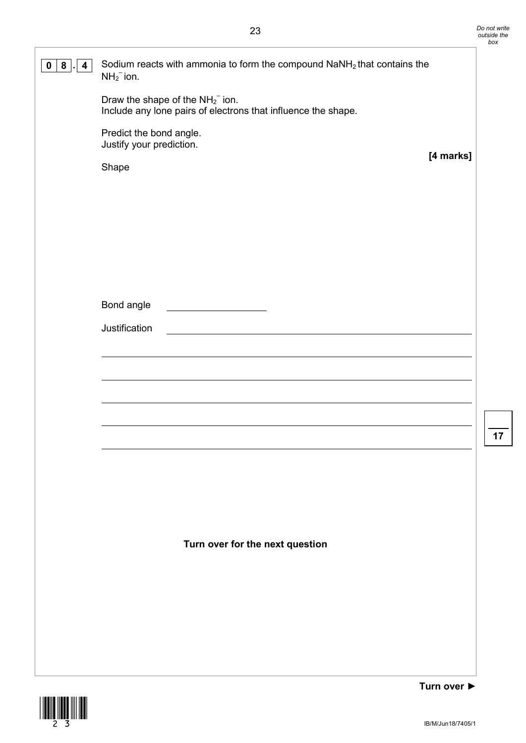**0 8 . 4** Sodium reacts with ammonia to form the compound $NaNH_2$ that contains the $NH_2^-$ ion.

Draw the shape of the $NH_2^-$ ion.
Include any lone pairs of electrons that influence the shape.

Predict the bond angle.
Justify your prediction.

**[4 marks]**

Shape

Bond angle ____________________

Justification ________________________________________________________________

______________________________________________________________________________

______________________________________________________________________________

______________________________________________________________________________

______________________________________________________________________________

______________________________________________________________________________

**Turn over for the next question**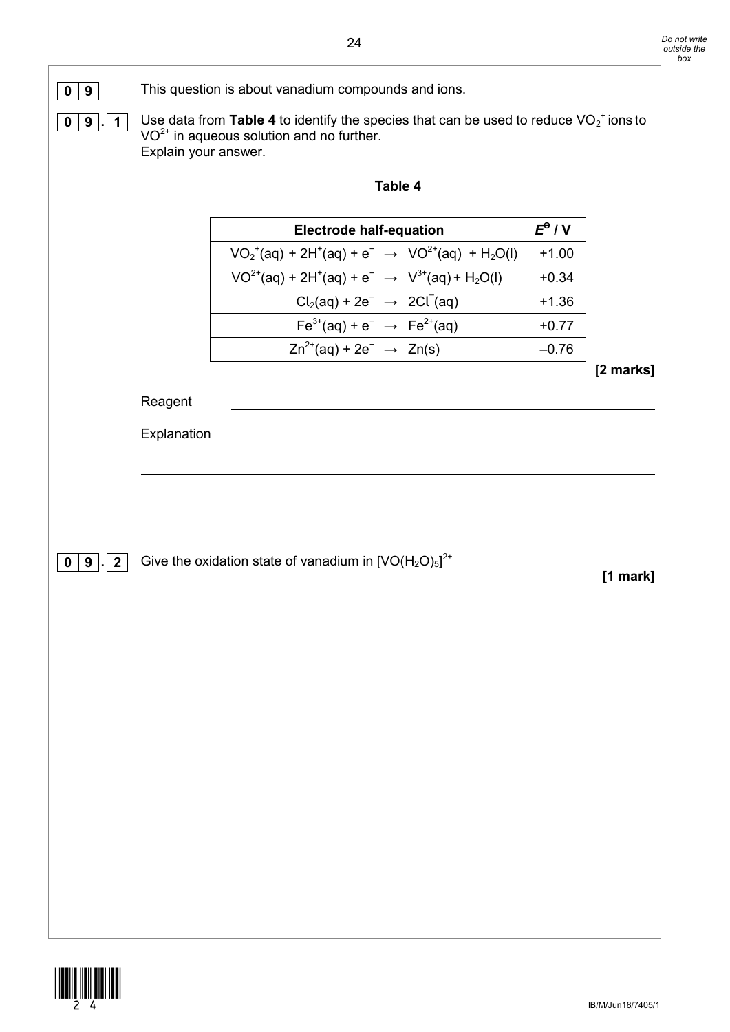**0 9** This question is about vanadium compounds and ions.

**0 9 . 1** Use data from **Table 4** to identify the species that can be used to reduce $VO_2^+$ ions to $VO^{2+}$ in aqueous solution and no further.
Explain your answer.

**Table 4**

| Electrode half-equation | $E^⊖$ / V |
|---|---|
| $VO_2^+(aq) + 2H^+(aq) + e^- \rightarrow VO^{2+}(aq) + H_2O(l)$ | +1.00 |
| $VO^{2+}(aq) + 2H^+(aq) + e^- \rightarrow V^{3+}(aq) + H_2O(l)$ | +0.34 |
| $Cl_2(aq) + 2e^- \rightarrow 2Cl^-(aq)$ | +1.36 |
| $Fe^{3+}(aq) + e^- \rightarrow Fe^{2+}(aq)$ | +0.77 |
| $Zn^{2+}(aq) + 2e^- \rightarrow Zn(s)$ | –0.76 |

**[2 marks]**

Reagent ______________________________

Explanation ______________________________

______________________________

______________________________

**0 9 . 2** Give the oxidation state of vanadium in $[VO(H_2O)_5]^{2+}$

**[1 mark]**

______________________________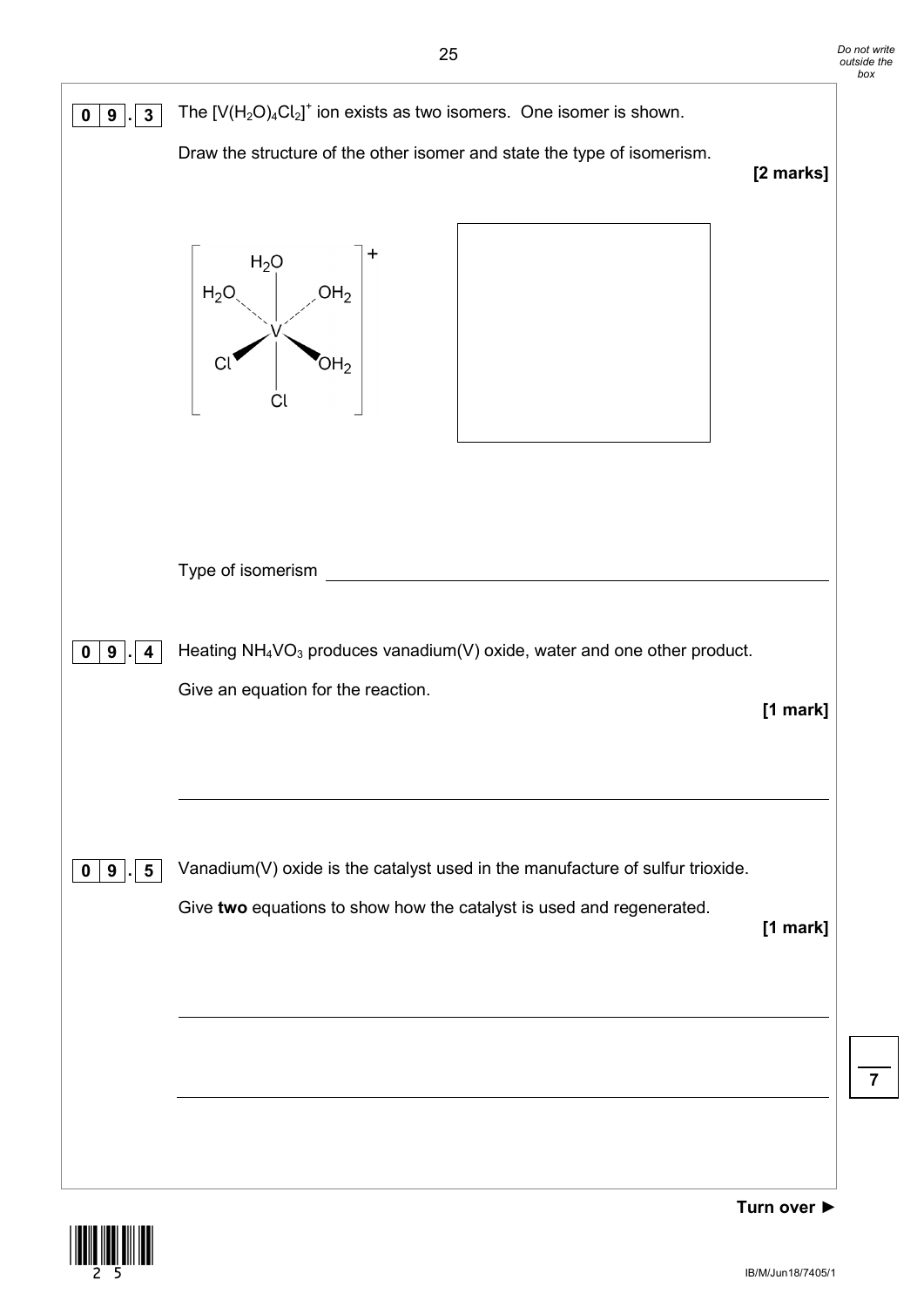**0 9 . 3** The $[V(H_2O)_4Cl_2]^+$ ion exists as two isomers. One isomer is shown.

Draw the structure of the other isomer and state the type of isomerism.

**[2 marks]**

$$\left[\begin{array}{c} H_2O \\ H_2O \quad | \quad OH_2 \\ V \\ Cl \quad | \quad OH_2 \\ Cl \end{array}\right]^+$$

Type of isomerism ______________________________

**0 9 . 4** Heating $NH_4VO_3$ produces vanadium(V) oxide, water and one other product.

Give an equation for the reaction.

**[1 mark]**

______________________________

**0 9 . 5** Vanadium(V) oxide is the catalyst used in the manufacture of sulfur trioxide.

Give **two** equations to show how the catalyst is used and regenerated.

**[1 mark]**

______________________________

______________________________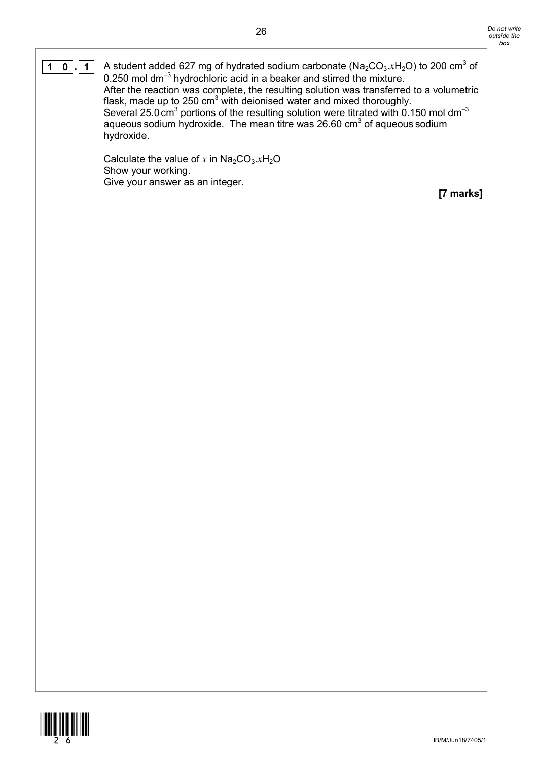**1 0 . 1** A student added 627 mg of hydrated sodium carbonate ($Na_2CO_3.xH_2O$) to 200 $cm^3$ of 0.250 mol $dm^{-3}$ hydrochloric acid in a beaker and stirred the mixture.
After the reaction was complete, the resulting solution was transferred to a volumetric flask, made up to 250 $cm^3$ with deionised water and mixed thoroughly.
Several 25.0 $cm^3$ portions of the resulting solution were titrated with 0.150 mol $dm^{-3}$ aqueous sodium hydroxide. The mean titre was 26.60 $cm^3$ of aqueous sodium hydroxide.

Calculate the value of $x$ in $Na_2CO_3.xH_2O$
Show your working.
Give your answer as an integer.

**[7 marks]**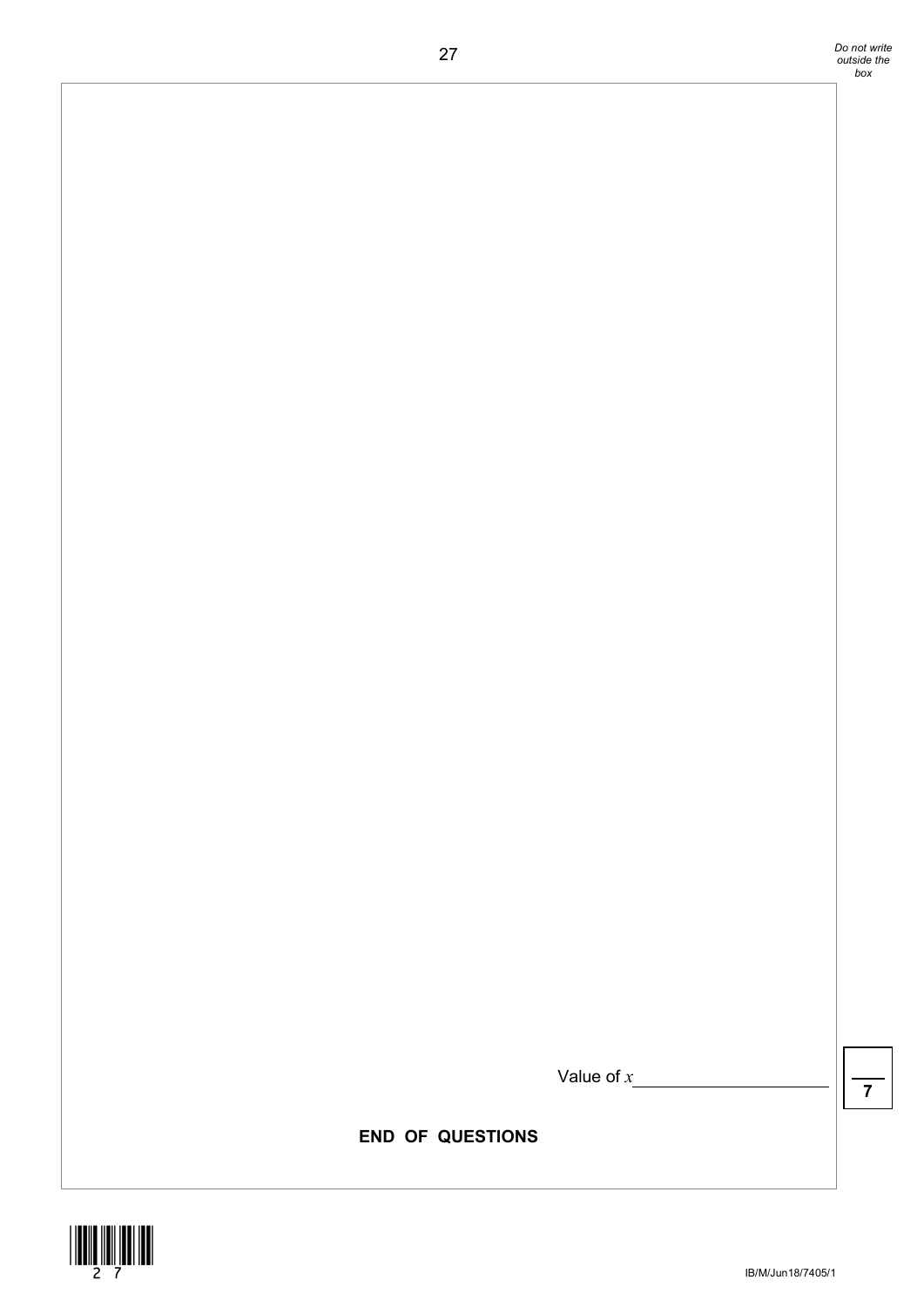Value of $x$ ____________________

**7**

**END OF QUESTIONS**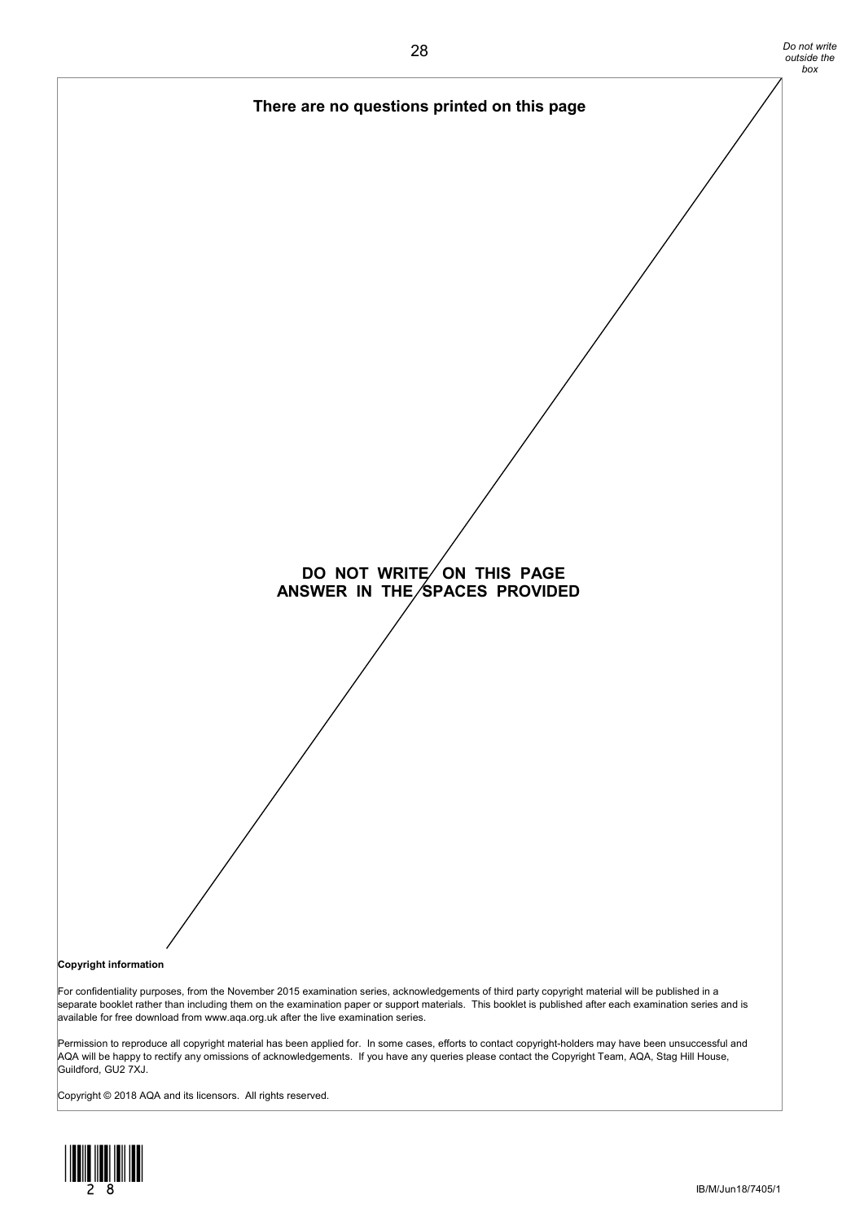**There are no questions printed on this page**

**DO NOT WRITE ON THIS PAGE**
**ANSWER IN THE SPACES PROVIDED**

**Copyright information**

For confidentiality purposes, from the November 2015 examination series, acknowledgements of third party copyright material will be published in a separate booklet rather than including them on the examination paper or support materials. This booklet is published after each examination series and is available for free download from www.aqa.org.uk after the live examination series.

Permission to reproduce all copyright material has been applied for. In some cases, efforts to contact copyright-holders may have been unsuccessful and AQA will be happy to rectify any omissions of acknowledgements. If you have any queries please contact the Copyright Team, AQA, Stag Hill House, Guildford, GU2 7XJ.

Copyright © 2018 AQA and its licensors. All rights reserved.